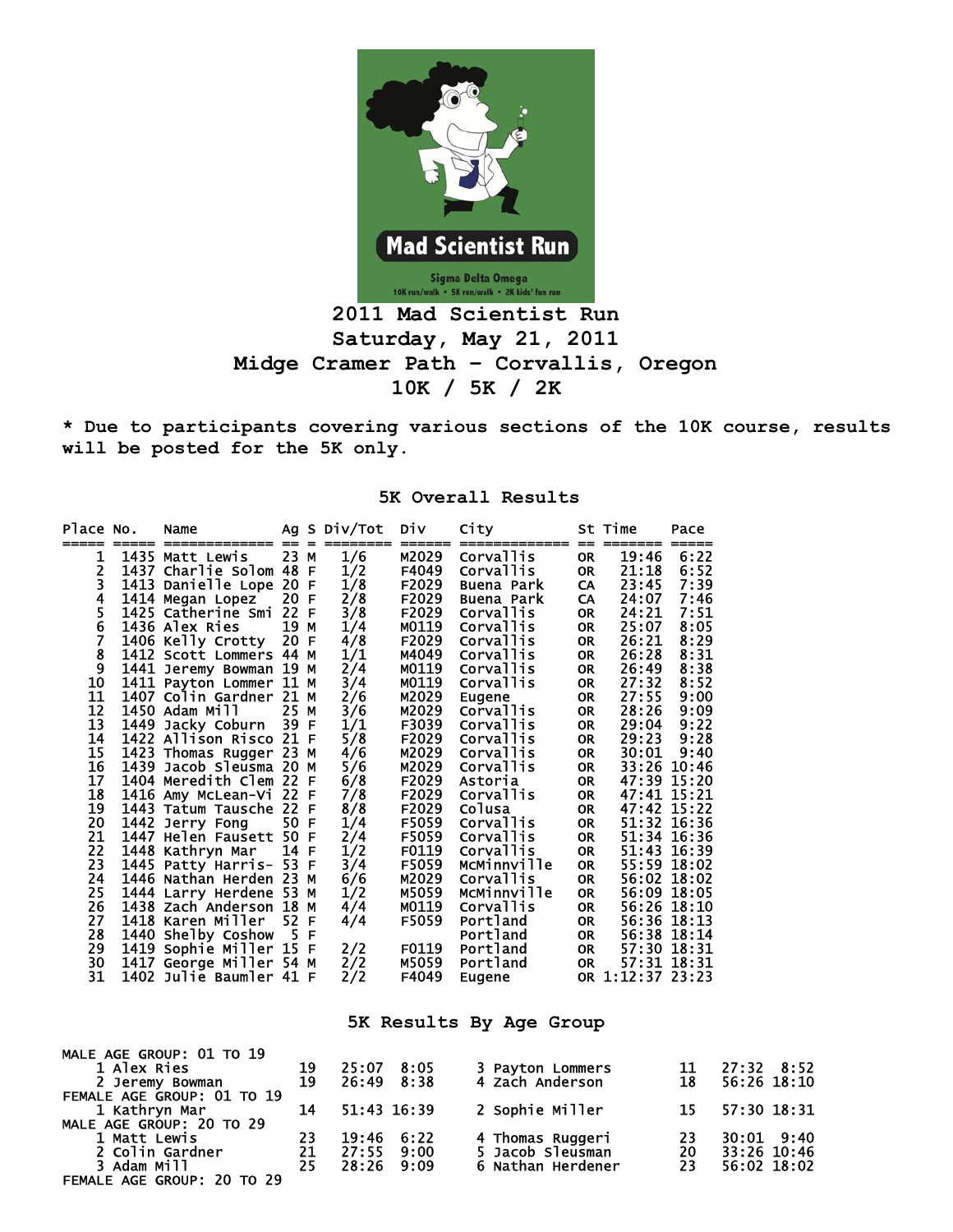# 2011 Mad Scientist Run

## Saturday, May 21, 2011

## Midge Cramer Path – Corvallis, Oregon

## 10K / 5K / 2K

**\* Due to participants covering various sections of the 10K course, results will be posted for the 5K only.**

### 5K Overall Results

| Place | No. | Name | Ag | S | Div/Tot | Div | City | St | Time | Pace |
|---|---|---|---|---|---|---|---|---|---|---|
| 1 | 1435 | Matt Lewis | 23 | M | 1/6 | M2029 | Corvallis | OR | 19:46 | 6:22 |
| 2 | 1437 | Charlie Solom | 48 | F | 1/2 | F4049 | Corvallis | OR | 21:18 | 6:52 |
| 3 | 1413 | Danielle Lope | 20 | F | 1/8 | F2029 | Buena Park | CA | 23:45 | 7:39 |
| 4 | 1414 | Megan Lopez | 20 | F | 2/8 | F2029 | Buena Park | CA | 24:07 | 7:46 |
| 5 | 1425 | Catherine Smi | 22 | F | 3/8 | F2029 | Corvallis | OR | 24:21 | 7:51 |
| 6 | 1436 | Alex Ries | 19 | M | 1/4 | M0119 | Corvallis | OR | 25:07 | 8:05 |
| 7 | 1406 | Kelly Crotty | 20 | F | 4/8 | F2029 | Corvallis | OR | 26:21 | 8:29 |
| 8 | 1412 | Scott Lommers | 44 | M | 1/1 | M4049 | Corvallis | OR | 26:28 | 8:31 |
| 9 | 1441 | Jeremy Bowman | 19 | M | 2/4 | M0119 | Corvallis | OR | 26:49 | 8:38 |
| 10 | 1411 | Payton Lommer | 11 | M | 3/4 | M0119 | Corvallis | OR | 27:32 | 8:52 |
| 11 | 1407 | Colin Gardner | 21 | M | 2/6 | M2029 | Eugene | OR | 27:55 | 9:00 |
| 12 | 1450 | Adam Mill | 25 | M | 3/6 | M2029 | Corvallis | OR | 28:26 | 9:09 |
| 13 | 1449 | Jacky Coburn | 39 | F | 1/1 | F3039 | Corvallis | OR | 29:04 | 9:22 |
| 14 | 1422 | Allison Risco | 21 | F | 5/8 | F2029 | Corvallis | OR | 29:23 | 9:28 |
| 15 | 1423 | Thomas Rugger | 23 | M | 4/6 | M2029 | Corvallis | OR | 30:01 | 9:40 |
| 16 | 1439 | Jacob Sleusma | 20 | M | 5/6 | M2029 | Corvallis | OR | 33:26 | 10:46 |
| 17 | 1404 | Meredith Clem | 22 | F | 6/8 | F2029 | Astoria | OR | 47:39 | 15:20 |
| 18 | 1416 | Amy McLean-Vi | 22 | F | 7/8 | F2029 | Corvallis | OR | 47:41 | 15:21 |
| 19 | 1443 | Tatum Tausche | 22 | F | 8/8 | F2029 | Colusa | OR | 47:42 | 15:22 |
| 20 | 1442 | Jerry Fong | 50 | F | 1/4 | F5059 | Corvallis | OR | 51:32 | 16:36 |
| 21 | 1447 | Helen Fausett | 50 | F | 2/4 | F5059 | Corvallis | OR | 51:34 | 16:36 |
| 22 | 1448 | Kathryn Mar | 14 | F | 1/2 | F0119 | Corvallis | OR | 51:43 | 16:39 |
| 23 | 1445 | Patty Harris- | 53 | F | 3/4 | F5059 | McMinnville | OR | 55:59 | 18:02 |
| 24 | 1446 | Nathan Herden | 23 | M | 6/6 | M2029 | Corvallis | OR | 56:02 | 18:02 |
| 25 | 1444 | Larry Herdene | 53 | M | 1/2 | M5059 | McMinnville | OR | 56:09 | 18:05 |
| 26 | 1438 | Zach Anderson | 18 | M | 4/4 | M0119 | Corvallis | OR | 56:26 | 18:10 |
| 27 | 1418 | Karen Miller | 52 | F | 4/4 | F5059 | Portland | OR | 56:36 | 18:13 |
| 28 | 1440 | Shelby Coshow | 5 | F | | | Portland | OR | 56:38 | 18:14 |
| 29 | 1419 | Sophie Miller | 15 | F | 2/2 | F0119 | Portland | OR | 57:30 | 18:31 |
| 30 | 1417 | George Miller | 54 | M | 2/2 | M5059 | Portland | OR | 57:31 | 18:31 |
| 31 | 1402 | Julie Baumler | 41 | F | 2/2 | F4049 | Eugene | OR | 1:12:37 | 23:23 |

### 5K Results By Age Group

MALE AGE GROUP: 01 TO 19

| Place | Name | Age | Time | Pace | Place | Name | Age | Time | Pace |
|---|---|---|---|---|---|---|---|---|---|
| 1 | Alex Ries | 19 | 25:07 | 8:05 | 3 | Payton Lommers | 11 | 27:32 | 8:52 |
| 2 | Jeremy Bowman | 19 | 26:49 | 8:38 | 4 | Zach Anderson | 18 | 56:26 | 18:10 |

FEMALE AGE GROUP: 01 TO 19

| Place | Name | Age | Time | Pace | Place | Name | Age | Time | Pace |
|---|---|---|---|---|---|---|---|---|---|
| 1 | Kathryn Mar | 14 | 51:43 | 16:39 | 2 | Sophie Miller | 15 | 57:30 | 18:31 |

MALE AGE GROUP: 20 TO 29

| Place | Name | Age | Time | Pace | Place | Name | Age | Time | Pace |
|---|---|---|---|---|---|---|---|---|---|
| 1 | Matt Lewis | 23 | 19:46 | 6:22 | 4 | Thomas Ruggeri | 23 | 30:01 | 9:40 |
| 2 | Colin Gardner | 21 | 27:55 | 9:00 | 5 | Jacob Sleusman | 20 | 33:26 | 10:46 |
| 3 | Adam Mill | 25 | 28:26 | 9:09 | 6 | Nathan Herdener | 23 | 56:02 | 18:02 |

FEMALE AGE GROUP: 20 TO 29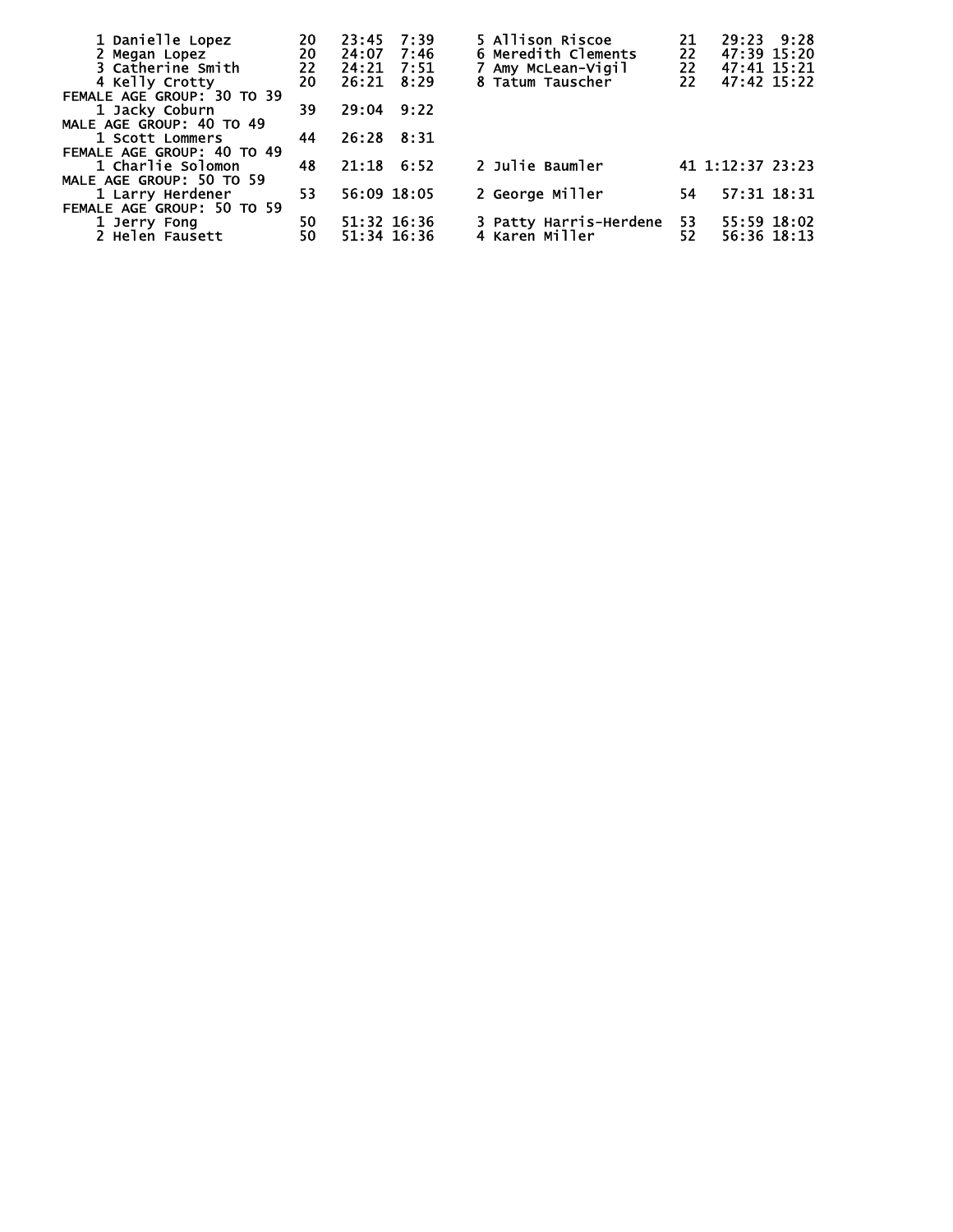| | | | | | | | | |
|---|---|---|---|---|---|---|---|---|
| 1 Danielle Lopez | 20 | 23:45 | 7:39 | | 5 Allison Riscoe | 21 | 29:23 | 9:28 |
| 2 Megan Lopez | 20 | 24:07 | 7:46 | | 6 Meredith Clements | 22 | 47:39 | 15:20 |
| 3 Catherine Smith | 22 | 24:21 | 7:51 | | 7 Amy McLean-Vigil | 22 | 47:41 | 15:21 |
| 4 Kelly Crotty | 20 | 26:21 | 8:29 | | 8 Tatum Tauscher | 22 | 47:42 | 15:22 |

FEMALE AGE GROUP: 30 TO 39

| | | | |
|---|---|---|---|
| 1 Jacky Coburn | 39 | 29:04 | 9:22 |

MALE AGE GROUP: 40 TO 49

| | | | |
|---|---|---|---|
| 1 Scott Lommers | 44 | 26:28 | 8:31 |

FEMALE AGE GROUP: 40 TO 49

| | | | | | | | | |
|---|---|---|---|---|---|---|---|---|
| 1 Charlie Solomon | 48 | 21:18 | 6:52 | | 2 Julie Baumler | 41 | 1:12:37 | 23:23 |

MALE AGE GROUP: 50 TO 59

| | | | | | | | | |
|---|---|---|---|---|---|---|---|---|
| 1 Larry Herdener | 53 | 56:09 | 18:05 | | 2 George Miller | 54 | 57:31 | 18:31 |

FEMALE AGE GROUP: 50 TO 59

| | | | | | | | | |
|---|---|---|---|---|---|---|---|---|
| 1 Jerry Fong | 50 | 51:32 | 16:36 | | 3 Patty Harris-Herdene | 53 | 55:59 | 18:02 |
| 2 Helen Fausett | 50 | 51:34 | 16:36 | | 4 Karen Miller | 52 | 56:36 | 18:13 |